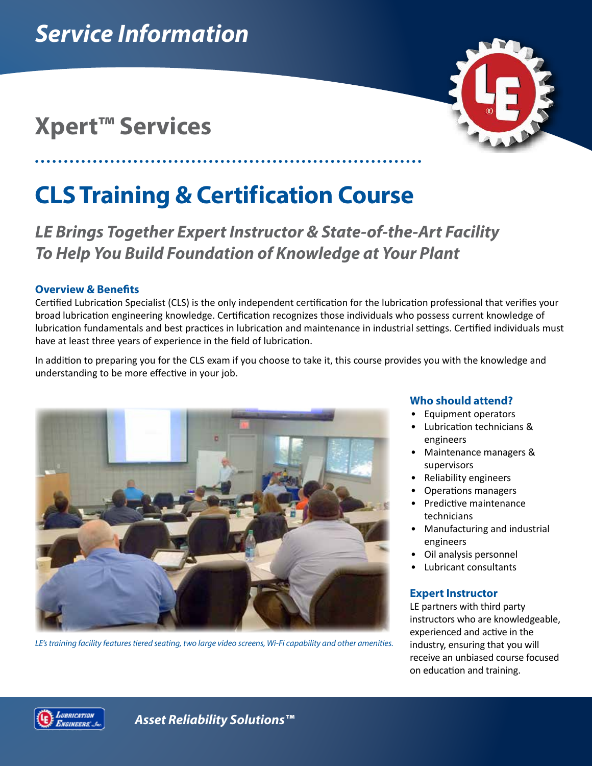*Service Information*

# Xpert™ Services

# CLS Training & Certification Course

## *LE Brings Together Expert Instructor & State-of-the-Art Facility To Help You Build Foundation of Knowledge at Your Plant*

### Overview & Benefits

Certified Lubrication Specialist (CLS) is the only independent certification for the lubrication professional that verifies your broad lubrication engineering knowledge. Certification recognizes those individuals who possess current knowledge of lubrication fundamentals and best practices in lubrication and maintenance in industrial settings. Certified individuals must have at least three years of experience in the field of lubrication.

In addition to preparing you for the CLS exam if you choose to take it, this course provides you with the knowledge and understanding to be more effective in your job.

*LE's training facility features tiered seating, two large video screens, Wi-Fi capability and other amenities.*

### Who should attend?

- Equipment operators
- Lubrication technicians & engineers
- Maintenance managers & supervisors
- Reliability engineers
- Operations managers
- Predictive maintenance technicians
- Manufacturing and industrial engineers
- Oil analysis personnel
- Lubricant consultants

### Expert Instructor

LE partners with third party instructors who are knowledgeable, experienced and active in the industry, ensuring that you will receive an unbiased course focused on education and training.

*Asset Reliability Solutions™*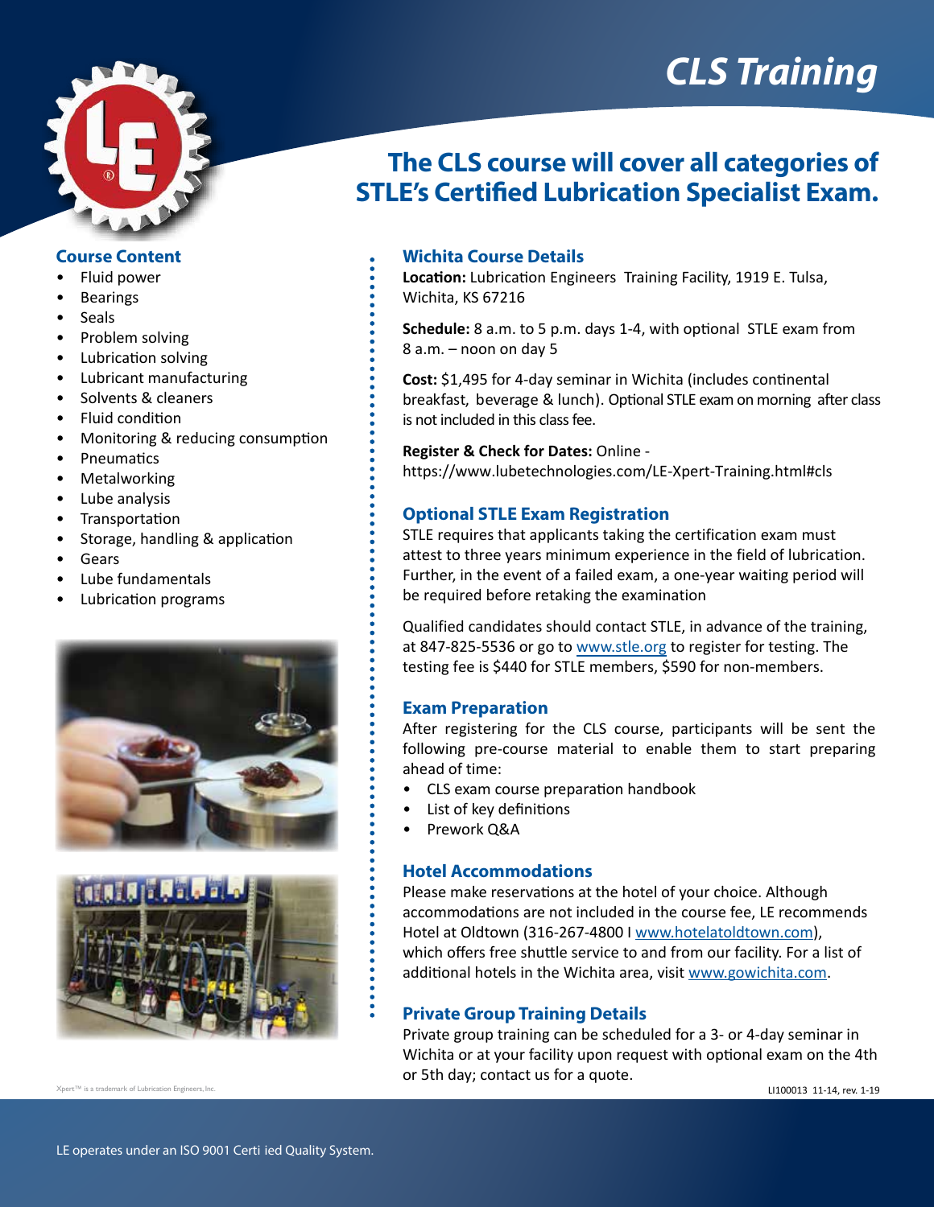# CLS Training

## The CLS course will cover all categories of STLE's Certified Lubrication Specialist Exam.

### Course Content

- Fluid power
- Bearings
- Seals
- Problem solving
- Lubrication solving
- Lubricant manufacturing
- Solvents & cleaners
- Fluid condition
- Monitoring & reducing consumption
- Pneumatics
- Metalworking
- Lube analysis
- Transportation
- Storage, handling & application
- Gears
- Lube fundamentals
- Lubrication programs

### Wichita Course Details

**Location:** Lubrication Engineers Training Facility, 1919 E. Tulsa, Wichita, KS 67216

**Schedule:** 8 a.m. to 5 p.m. days 1-4, with optional STLE exam from 8 a.m. – noon on day 5

**Cost:** $1,495 for 4-day seminar in Wichita (includes continental breakfast, beverage & lunch). Optional STLE exam on morning after class is not included in this class fee.

**Register & Check for Dates:** Online - https://www.lubetechnologies.com/LE-Xpert-Training.html#cls

### Optional STLE Exam Registration

STLE requires that applicants taking the certification exam must attest to three years minimum experience in the field of lubrication. Further, in the event of a failed exam, a one-year waiting period will be required before retaking the examination

Qualified candidates should contact STLE, in advance of the training, at 847-825-5536 or go to www.stle.org to register for testing. The testing fee is $440 for STLE members, $590 for non-members.

### Exam Preparation

After registering for the CLS course, participants will be sent the following pre-course material to enable them to start preparing ahead of time:

- CLS exam course preparation handbook
- List of key definitions
- Prework Q&A

### Hotel Accommodations

Please make reservations at the hotel of your choice. Although accommodations are not included in the course fee, LE recommends Hotel at Oldtown (316-267-4800 I www.hotelatoldtown.com), which offers free shuttle service to and from our facility. For a list of additional hotels in the Wichita area, visit www.gowichita.com.

### Private Group Training Details

Private group training can be scheduled for a 3- or 4-day seminar in Wichita or at your facility upon request with optional exam on the 4th or 5th day; contact us for a quote.

Xpert™ is a trademark of Lubrication Engineers, Inc.

LI100013 11-14, rev. 1-19

LE operates under an ISO 9001 Certified Quality System.